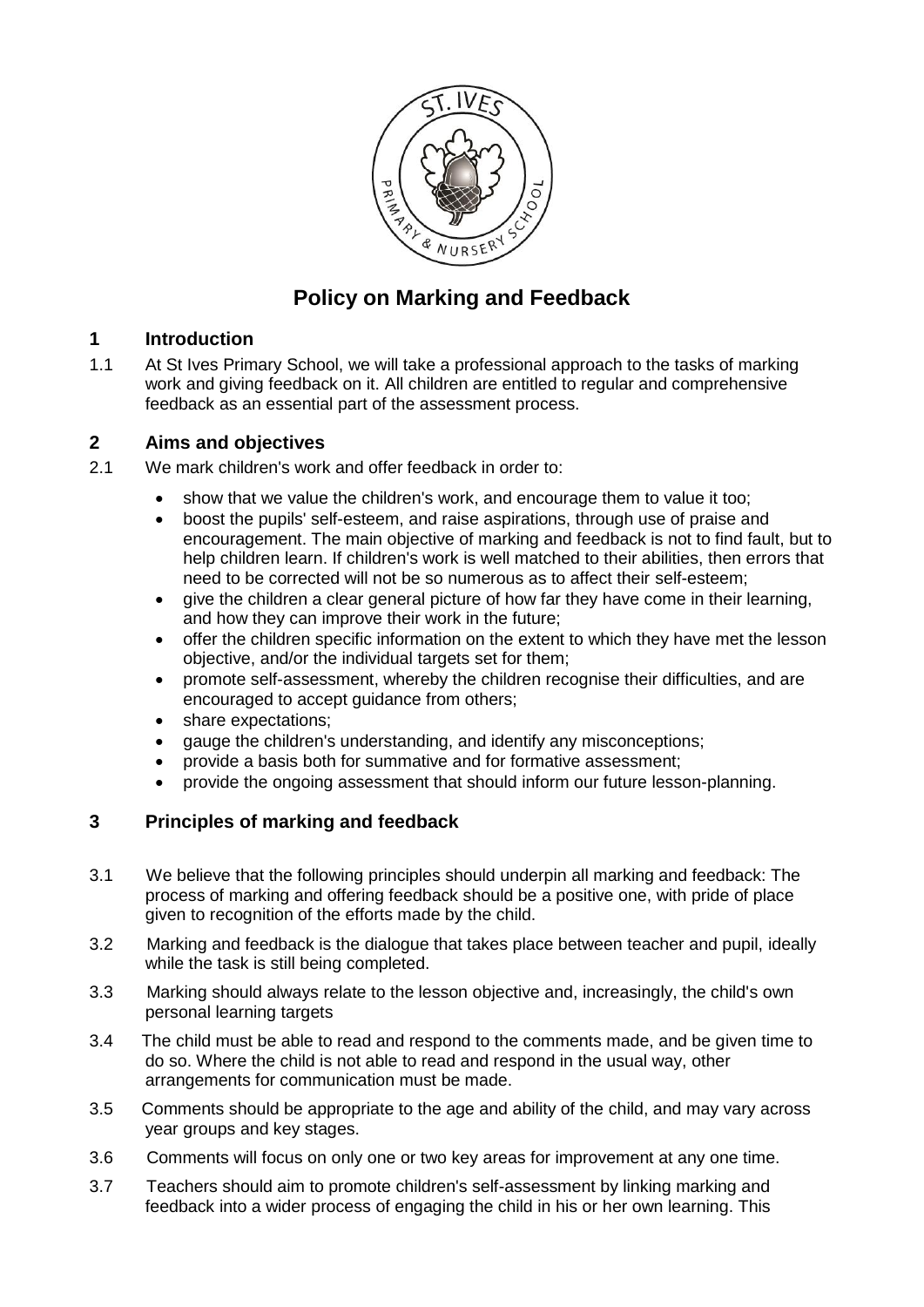# Policy on Marking and Feedback

## 1 Introduction

1.1 At St Ives Primary School, we will take a professional approach to the tasks of marking work and giving feedback on it. All children are entitled to regular and comprehensive feedback as an essential part of the assessment process.

## 2 Aims and objectives

2.1 We mark children's work and offer feedback in order to:

- show that we value the children's work, and encourage them to value it too;
- boost the pupils' self-esteem, and raise aspirations, through use of praise and encouragement. The main objective of marking and feedback is not to find fault, but to help children learn. If children's work is well matched to their abilities, then errors that need to be corrected will not be so numerous as to affect their self-esteem;
- give the children a clear general picture of how far they have come in their learning, and how they can improve their work in the future;
- offer the children specific information on the extent to which they have met the lesson objective, and/or the individual targets set for them;
- promote self-assessment, whereby the children recognise their difficulties, and are encouraged to accept guidance from others;
- share expectations;
- gauge the children's understanding, and identify any misconceptions;
- provide a basis both for summative and for formative assessment;
- provide the ongoing assessment that should inform our future lesson-planning.

## 3 Principles of marking and feedback

3.1 We believe that the following principles should underpin all marking and feedback: The process of marking and offering feedback should be a positive one, with pride of place given to recognition of the efforts made by the child.

3.2 Marking and feedback is the dialogue that takes place between teacher and pupil, ideally while the task is still being completed.

3.3 Marking should always relate to the lesson objective and, increasingly, the child's own personal learning targets

3.4 The child must be able to read and respond to the comments made, and be given time to do so. Where the child is not able to read and respond in the usual way, other arrangements for communication must be made.

3.5 Comments should be appropriate to the age and ability of the child, and may vary across year groups and key stages.

3.6 Comments will focus on only one or two key areas for improvement at any one time.

3.7 Teachers should aim to promote children's self-assessment by linking marking and feedback into a wider process of engaging the child in his or her own learning. This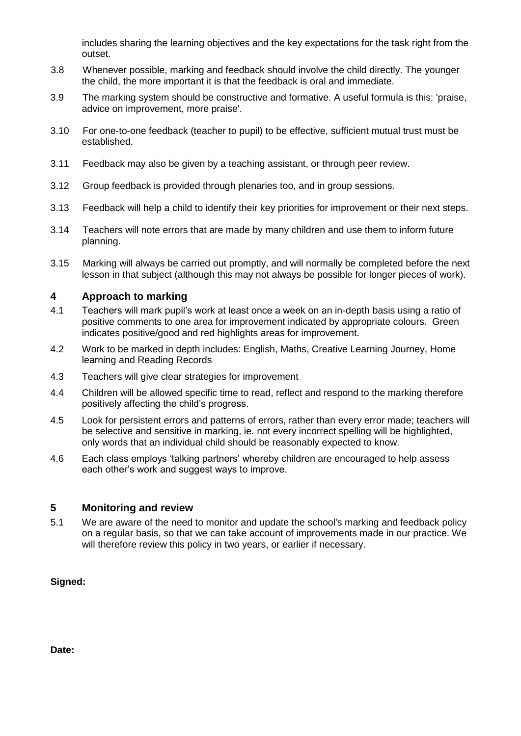includes sharing the learning objectives and the key expectations for the task right from the outset.

3.8 Whenever possible, marking and feedback should involve the child directly. The younger the child, the more important it is that the feedback is oral and immediate.

3.9 The marking system should be constructive and formative. A useful formula is this: 'praise, advice on improvement, more praise'.

3.10 For one-to-one feedback (teacher to pupil) to be effective, sufficient mutual trust must be established.

3.11 Feedback may also be given by a teaching assistant, or through peer review.

3.12 Group feedback is provided through plenaries too, and in group sessions.

3.13 Feedback will help a child to identify their key priorities for improvement or their next steps.

3.14 Teachers will note errors that are made by many children and use them to inform future planning.

3.15 Marking will always be carried out promptly, and will normally be completed before the next lesson in that subject (although this may not always be possible for longer pieces of work).

## 4 Approach to marking

4.1 Teachers will mark pupil's work at least once a week on an in-depth basis using a ratio of positive comments to one area for improvement indicated by appropriate colours. Green indicates positive/good and red highlights areas for improvement.

4.2 Work to be marked in depth includes: English, Maths, Creative Learning Journey, Home learning and Reading Records

4.3 Teachers will give clear strategies for improvement

4.4 Children will be allowed specific time to read, reflect and respond to the marking therefore positively affecting the child's progress.

4.5 Look for persistent errors and patterns of errors, rather than every error made; teachers will be selective and sensitive in marking, ie. not every incorrect spelling will be highlighted, only words that an individual child should be reasonably expected to know.

4.6 Each class employs 'talking partners' whereby children are encouraged to help assess each other's work and suggest ways to improve.

## 5 Monitoring and review

5.1 We are aware of the need to monitor and update the school's marking and feedback policy on a regular basis, so that we can take account of improvements made in our practice. We will therefore review this policy in two years, or earlier if necessary.

**Signed:**

**Date:**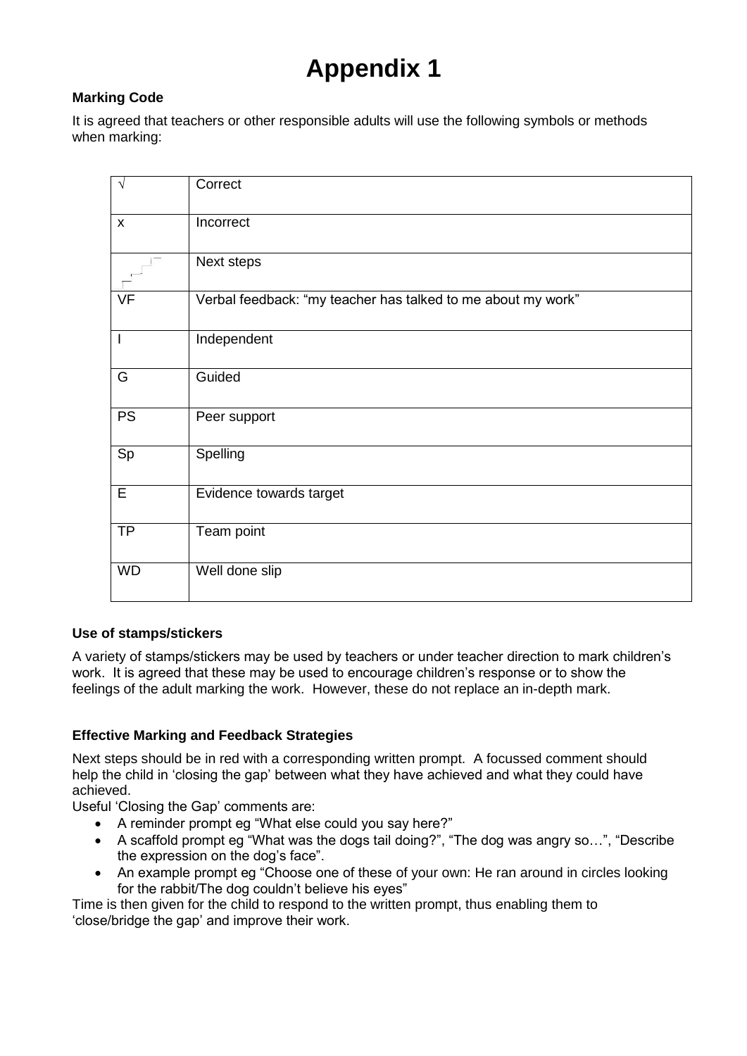# Appendix 1

**Marking Code**

It is agreed that teachers or other responsible adults will use the following symbols or methods when marking:

| | |
|---|---|
| √ | Correct |
| x | Incorrect |
| | Next steps |
| VF | Verbal feedback: "my teacher has talked to me about my work" |
| I | Independent |
| G | Guided |
| PS | Peer support |
| Sp | Spelling |
| E | Evidence towards target |
| TP | Team point |
| WD | Well done slip |

**Use of stamps/stickers**

A variety of stamps/stickers may be used by teachers or under teacher direction to mark children's work. It is agreed that these may be used to encourage children's response or to show the feelings of the adult marking the work. However, these do not replace an in-depth mark.

**Effective Marking and Feedback Strategies**

Next steps should be in red with a corresponding written prompt. A focussed comment should help the child in 'closing the gap' between what they have achieved and what they could have achieved.

Useful 'Closing the Gap' comments are:

- A reminder prompt eg "What else could you say here?"
- A scaffold prompt eg "What was the dogs tail doing?", "The dog was angry so…", "Describe the expression on the dog's face".
- An example prompt eg "Choose one of these of your own: He ran around in circles looking for the rabbit/The dog couldn't believe his eyes"

Time is then given for the child to respond to the written prompt, thus enabling them to 'close/bridge the gap' and improve their work.